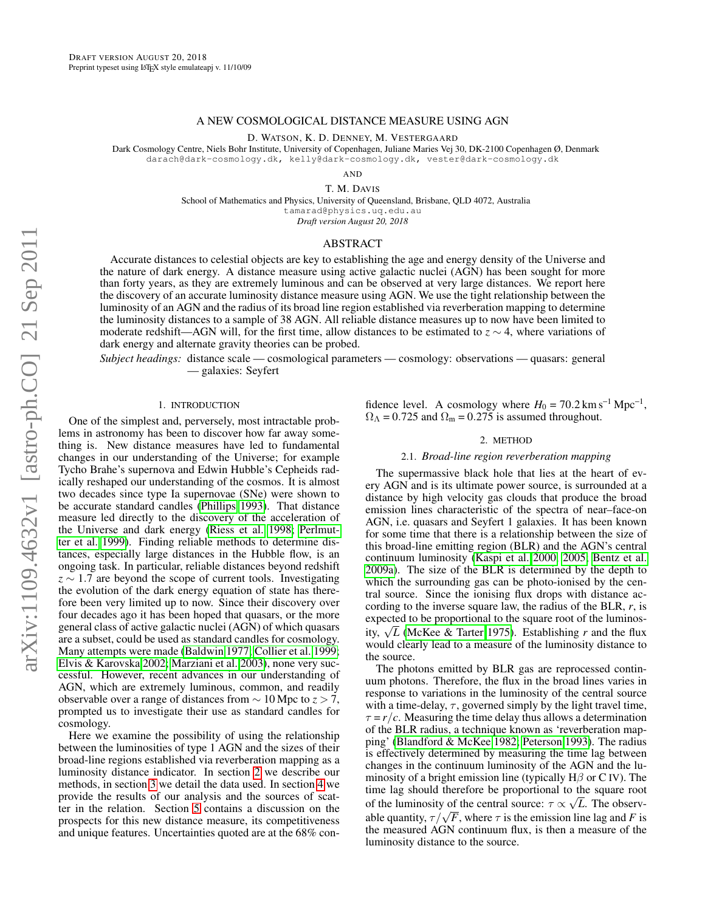# A NEW COSMOLOGICAL DISTANCE MEASURE USING AGN

D. Watson, K. D. Denney, M. Vestergaard

Dark Cosmology Centre, Niels Bohr Institute, University of Copenhagen, Juliane Maries Vej 30, DK-2100 Copenhagen Ø, Denmark
darach@dark-cosmology.dk, kelly@dark-cosmology.dk, vester@dark-cosmology.dk

AND

T. M. Davis

School of Mathematics and Physics, University of Queensland, Brisbane, QLD 4072, Australia
tamarad@physics.uq.edu.au

*Draft version August 20, 2018*

## ABSTRACT

Accurate distances to celestial objects are key to establishing the age and energy density of the Universe and the nature of dark energy. A distance measure using active galactic nuclei (AGN) has been sought for more than forty years, as they are extremely luminous and can be observed at very large distances. We report here the discovery of an accurate luminosity distance measure using AGN. We use the tight relationship between the luminosity of an AGN and the radius of its broad line region established via reverberation mapping to determine the luminosity distances to a sample of 38 AGN. All reliable distance measures up to now have been limited to moderate redshift—AGN will, for the first time, allow distances to be estimated to $z\sim4$, where variations of dark energy and alternate gravity theories can be probed.

*Subject headings:* distance scale — cosmological parameters — cosmology: observations — quasars: general — galaxies: Seyfert

## 1. INTRODUCTION

One of the simplest and, perversely, most intractable problems in astronomy has been to discover how far away something is. New distance measures have led to fundamental changes in our understanding of the Universe; for example Tycho Brahe's supernova and Edwin Hubble's Cepheids radically reshaped our understanding of the cosmos. It is almost two decades since type Ia supernovae (SNe) were shown to be accurate standard candles (Phillips 1993). That distance measure led directly to the discovery of the acceleration of the Universe and dark energy (Riess et al. 1998; Perlmutter et al. 1999). Finding reliable methods to determine distances, especially large distances in the Hubble flow, is an ongoing task. In particular, reliable distances beyond redshift $z\sim1.7$ are beyond the scope of current tools. Investigating the evolution of the dark energy equation of state has therefore been very limited up to now. Since their discovery over four decades ago it has been hoped that quasars, or the more general class of active galactic nuclei (AGN) of which quasars are a subset, could be used as standard candles for cosmology. Many attempts were made (Baldwin 1977; Collier et al. 1999; Elvis & Karovska 2002; Marziani et al. 2003), none very successful. However, recent advances in our understanding of AGN, which are extremely luminous, common, and readily observable over a range of distances from $\sim10$ Mpc to $z>7$, prompted us to investigate their use as standard candles for cosmology.

Here we examine the possibility of using the relationship between the luminosities of type 1 AGN and the sizes of their broad-line regions established via reverberation mapping as a luminosity distance indicator. In section 2 we describe our methods, in section 3 we detail the data used. In section 4 we provide the results of our analysis and the sources of scatter in the relation. Section 5 contains a discussion on the prospects for this new distance measure, its competitiveness and unique features. Uncertainties quoted are at the 68% confidence level. A cosmology where $H_0 = 70.2\,\mathrm{km\,s^{-1}\,Mpc^{-1}}$, $\Omega_\Lambda = 0.725$ and $\Omega_\mathrm{m} = 0.275$ is assumed throughout.

## 2. METHOD

### 2.1. *Broad-line region reverberation mapping*

The supermassive black hole that lies at the heart of every AGN and is its ultimate power source, is surrounded at a distance by high velocity gas clouds that produce the broad emission lines characteristic of the spectra of near–face-on AGN, i.e. quasars and Seyfert 1 galaxies. It has been known for some time that there is a relationship between the size of this broad-line emitting region (BLR) and the AGN's central continuum luminosity (Kaspi et al. 2000, 2005; Bentz et al. 2009a). The size of the BLR is determined by the depth to which the surrounding gas can be photo-ionised by the central source. Since the ionising flux drops with distance according to the inverse square law, the radius of the BLR, $r$, is expected to be proportional to the square root of the luminosity, $\sqrt{L}$ (McKee & Tarter 1975). Establishing $r$ and the flux would clearly lead to a measure of the luminosity distance to the source.

The photons emitted by BLR gas are reprocessed continuum photons. Therefore, the flux in the broad lines varies in response to variations in the luminosity of the central source with a time-delay, $\tau$, governed simply by the light travel time, $\tau = r/c$. Measuring the time delay thus allows a determination of the BLR radius, a technique known as 'reverberation mapping' (Blandford & McKee 1982; Peterson 1993). The radius is effectively determined by measuring the time lag between changes in the continuum luminosity of the AGN and the luminosity of a bright emission line (typically H$\beta$ or C IV). The time lag should therefore be proportional to the square root of the luminosity of the central source: $\tau \propto \sqrt{L}$. The observable quantity, $\tau/\sqrt{F}$, where $\tau$ is the emission line lag and $F$ is the measured AGN continuum flux, is then a measure of the luminosity distance to the source.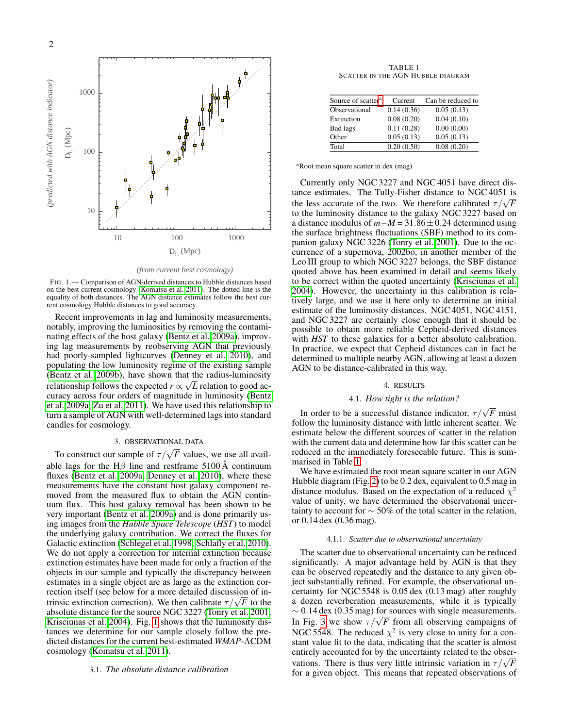FIG. 1.— Comparison of AGN-derived distances to Hubble distances based on the best current cosmology (Komatsu et al. 2011). The dotted line is the equality of both distances. The AGN distance estimates follow the best current cosmology Hubble distances to good accuracy

Recent improvements in lag and luminosity measurements, notably, improving the luminosities by removing the contaminating effects of the host galaxy (Bentz et al. 2009a), improving lag measurements by reobserving AGN that previously had poorly-sampled lightcurves (Denney et al. 2010), and populating the low luminosity regime of the existing sample (Bentz et al. 2009b), have shown that the radius-luminosity relationship follows the expected $r \propto \sqrt{L}$ relation to good accuracy across four orders of magnitude in luminosity (Bentz et al. 2009a; Zu et al. 2011). We have used this relationship to turn a sample of AGN with well-determined lags into standard candles for cosmology.

## 3. OBSERVATIONAL DATA

To construct our sample of $\tau/\sqrt{F}$ values, we use all available lags for the H$\beta$ line and restframe 5100 Å continuum fluxes (Bentz et al. 2009a; Denney et al. 2010), where these measurements have the constant host galaxy component removed from the measured flux to obtain the AGN continuum flux. This host galaxy removal has been shown to be very important (Bentz et al. 2009a) and is done primarily using images from the *Hubble Space Telescope* (*HST*) to model the underlying galaxy contribution. We correct the fluxes for Galactic extinction (Schlegel et al. 1998; Schlafly et al. 2010). We do not apply a correction for internal extinction because extinction estimates have been made for only a fraction of the objects in our sample and typically the discrepancy between estimates in a single object are as large as the extinction correction itself (see below for a more detailed discussion of intrinsic extinction correction). We then calibrate $\tau/\sqrt{F}$ to the absolute distance for the source NGC 3227 (Tonry et al. 2001; Krisciunas et al. 2004). Fig. 1 shows that the luminosity distances we determine for our sample closely follow the predicted distances for the current best-estimated *WMAP*-ΛCDM cosmology (Komatsu et al. 2011).

### 3.1. *The absolute distance calibration*

TABLE 1
SCATTER IN THE AGN HUBBLE DIAGRAM

| Source of scatter[a] | Current | Can be reduced to |
|---|---|---|
| Observational | 0.14 (0.36) | 0.05 (0.13) |
| Extinction | 0.08 (0.20) | 0.04 (0.10) |
| Bad lags | 0.11 (0.28) | 0.00 (0.00) |
| Other | 0.05 (0.13) | 0.05 (0.13) |
| Total | 0.20 (0.50) | 0.08 (0.20) |

[a]Root mean square scatter in dex (mag)

Currently only NGC 3227 and NGC 4051 have direct distance estimates. The Tully-Fisher distance to NGC 4051 is the less accurate of the two. We therefore calibrated $\tau/\sqrt{F}$ to the luminosity distance to the galaxy NGC 3227 based on a distance modulus of $m-M = 31.86 \pm 0.24$ determined using the surface brightness fluctuations (SBF) method to its companion galaxy NGC 3226 (Tonry et al. 2001). Due to the occurrence of a supernova, 2002bo, in another member of the Leo III group to which NGC 3227 belongs, the SBF distance quoted above has been examined in detail and seems likely to be correct within the quoted uncertainty (Krisciunas et al. 2004). However, the uncertainty in this calibration is relatively large, and we use it here only to determine an initial estimate of the luminosity distances. NGC 4051, NGC 4151, and NGC 3227 are certainly close enough that it should be possible to obtain more reliable Cepheid-derived distances with *HST* to these galaxies for a better absolute calibration. In practice, we expect that Cepheid distances can in fact be determined to multiple nearby AGN, allowing at least a dozen AGN to be distance-calibrated in this way.

## 4. RESULTS

### 4.1. *How tight is the relation?*

In order to be a successful distance indicator, $\tau/\sqrt{F}$ must follow the luminosity distance with little inherent scatter. We estimate below the different sources of scatter in the relation with the current data and determine how far this scatter can be reduced in the immediately foreseeable future. This is summarised in Table 1.

We have estimated the root mean square scatter in our AGN Hubble diagram (Fig. 2) to be 0.2 dex, equivalent to 0.5 mag in distance modulus. Based on the expectation of a reduced $\chi^2$ value of unity, we have determined the observational uncertainty to account for $\sim 50\%$ of the total scatter in the relation, or 0.14 dex (0.36 mag).

#### 4.1.1. *Scatter due to observational uncertainty*

The scatter due to observational uncertainty can be reduced significantly. A major advantage held by AGN is that they can be observed repeatedly and the distance to any given object substantially refined. For example, the observational uncertainty for NGC 5548 is 0.05 dex (0.13 mag) after roughly a dozen reverberation measurements, while it is typically $\sim 0.14$ dex (0.35 mag) for sources with single measurements. In Fig. 3 we show $\tau/\sqrt{F}$ from all observing campaigns of NGC 5548. The reduced $\chi^2$ is very close to unity for a constant value fit to the data, indicating that the scatter is almost entirely accounted for by the uncertainty related to the observations. There is thus very little intrinsic variation in $\tau/\sqrt{F}$ for a given object. This means that repeated observations of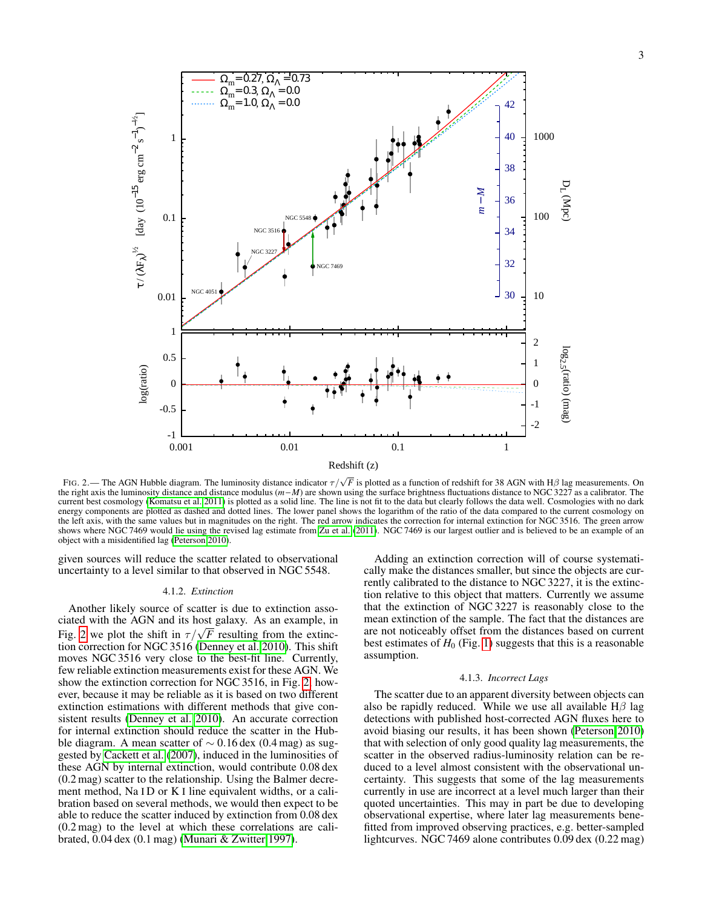FIG. 2.— The AGN Hubble diagram. The luminosity distance indicator $\tau/\sqrt{F}$ is plotted as a function of redshift for 38 AGN with H$\beta$ lag measurements. On the right axis the luminosity distance and distance modulus $(m-M)$ are shown using the surface brightness fluctuations distance to NGC 3227 as a calibrator. The current best cosmology (Komatsu et al. 2011) is plotted as a solid line. The line is not fit to the data but clearly follows the data well. Cosmologies with no dark energy components are plotted as dashed and dotted lines. The lower panel shows the logarithm of the ratio of the data compared to the current cosmology on the left axis, with the same values but in magnitudes on the right. The red arrow indicates the correction for internal extinction for NGC 3516. The green arrow shows where NGC 7469 would lie using the revised lag estimate from Zu et al. (2011). NGC 7469 is our largest outlier and is believed to be an example of an object with a misidentified lag (Peterson 2010).

given sources will reduce the scatter related to observational uncertainty to a level similar to that observed in NGC 5548.

#### 4.1.2. *Extinction*

Another likely source of scatter is due to extinction associated with the AGN and its host galaxy. As an example, in Fig. 2 we plot the shift in $\tau/\sqrt{F}$ resulting from the extinction correction for NGC 3516 (Denney et al. 2010). This shift moves NGC 3516 very close to the best-fit line. Currently, few reliable extinction measurements exist for these AGN. We show the extinction correction for NGC 3516, in Fig. 2, however, because it may be reliable as it is based on two different extinction estimations with different methods that give consistent results (Denney et al. 2010). An accurate correction for internal extinction should reduce the scatter in the Hubble diagram. A mean scatter of $\sim 0.16$ dex (0.4 mag) as suggested by Cackett et al. (2007), induced in the luminosities of these AGN by internal extinction, would contribute 0.08 dex (0.2 mag) scatter to the relationship. Using the Balmer decrement method, Na I D or K I line equivalent widths, or a calibration based on several methods, we would then expect to be able to reduce the scatter induced by extinction from 0.08 dex (0.2 mag) to the level at which these correlations are calibrated, 0.04 dex (0.1 mag) (Munari & Zwitter 1997).

Adding an extinction correction will of course systematically make the distances smaller, but since the objects are currently calibrated to the distance to NGC 3227, it is the extinction relative to this object that matters. Currently we assume that the extinction of NGC 3227 is reasonably close to the mean extinction of the sample. The fact that the distances are are not noticeably offset from the distances based on current best estimates of $H_0$ (Fig. 1) suggests that this is a reasonable assumption.

#### 4.1.3. *Incorrect Lags*

The scatter due to an apparent diversity between objects can also be rapidly reduced. While we use all available H$\beta$ lag detections with published host-corrected AGN fluxes here to avoid biasing our results, it has been shown (Peterson 2010) that with selection of only good quality lag measurements, the scatter in the observed radius-luminosity relation can be reduced to a level almost consistent with the observational uncertainty. This suggests that some of the lag measurements currently in use are incorrect at a level much larger than their quoted uncertainties. This may in part be due to developing observational expertise, where later lag measurements benefitted from improved observing practices, e.g. better-sampled lightcurves. NGC 7469 alone contributes 0.09 dex (0.22 mag)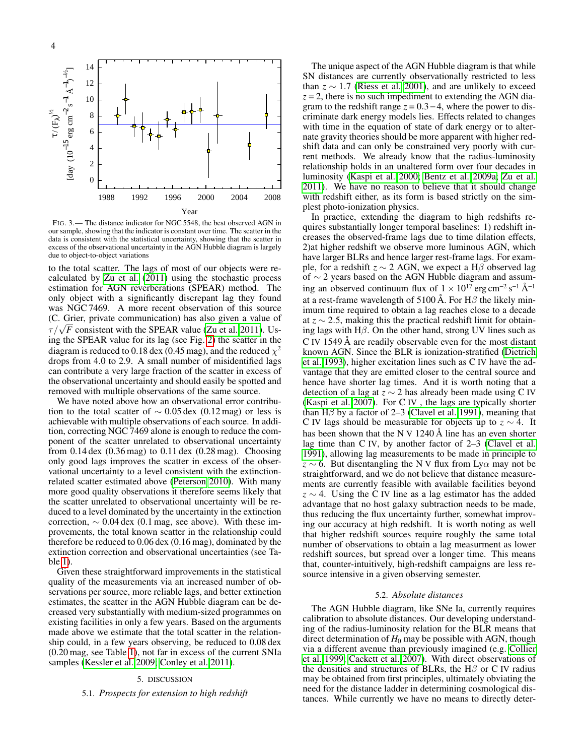FIG. 3.— The distance indicator for NGC 5548, the best observed AGN in our sample, showing that the indicator is constant over time. The scatter in the data is consistent with the statistical uncertainty, showing that the scatter in excess of the observational uncertainty in the AGN Hubble diagram is largely due to object-to-object variations

to the total scatter. The lags of most of our objects were recalculated by Zu et al. (2011) using the stochastic process estimation for AGN reverberations (SPEAR) method. The only object with a significantly discrepant lag they found was NGC 7469. A more recent observation of this source (C. Grier, private communication) has also given a value of $\tau/\sqrt{F}$ consistent with the SPEAR value (Zu et al. 2011). Using the SPEAR value for its lag (see Fig. 2) the scatter in the diagram is reduced to 0.18 dex (0.45 mag), and the reduced $\chi^2$ drops from 4.0 to 2.9. A small number of misidentified lags can contribute a very large fraction of the scatter in excess of the observational uncertainty and should easily be spotted and removed with multiple observations of the same source.

We have noted above how an observational error contribution to the total scatter of $\sim 0.05$ dex (0.12 mag) or less is achievable with multiple observations of each source. In addition, correcting NGC 7469 alone is enough to reduce the component of the scatter unrelated to observational uncertainty from 0.14 dex (0.36 mag) to 0.11 dex (0.28 mag). Choosing only good lags improves the scatter in excess of the observational uncertainty to a level consistent with the extinction-related scatter estimated above (Peterson 2010). With many more good quality observations it therefore seems likely that the scatter unrelated to observational uncertainty will be reduced to a level dominated by the uncertainty in the extinction correction, $\sim 0.04$ dex (0.1 mag, see above). With these improvements, the total known scatter in the relationship could therefore be reduced to 0.06 dex (0.16 mag), dominated by the extinction correction and observational uncertainties (see Table 1).

Given these straightforward improvements in the statistical quality of the measurements via an increased number of observations per source, more reliable lags, and better extinction estimates, the scatter in the AGN Hubble diagram can be decreased very substantially with medium-sized programmes on existing facilities in only a few years. Based on the arguments made above we estimate that the total scatter in the relationship could, in a few years observing, be reduced to 0.08 dex (0.20 mag, see Table 1), not far in excess of the current SNIa samples (Kessler et al. 2009; Conley et al. 2011).

## 5. DISCUSSION

### 5.1. *Prospects for extension to high redshift*

The unique aspect of the AGN Hubble diagram is that while SN distances are currently observationally restricted to less than $z \sim 1.7$ (Riess et al. 2001), and are unlikely to exceed $z = 2$, there is no such impediment to extending the AGN diagram to the redshift range $z = 0.3-4$, where the power to discriminate dark energy models lies. Effects related to changes with time in the equation of state of dark energy or to alternate gravity theories should be more apparent with higher redshift data and can only be constrained very poorly with current methods. We already know that the radius-luminosity relationship holds in an unaltered form over four decades in luminosity (Kaspi et al. 2000; Bentz et al. 2009a; Zu et al. 2011). We have no reason to believe that it should change with redshift either, as its form is based strictly on the simplest photo-ionization physics.

In practice, extending the diagram to high redshifts requires substantially longer temporal baselines: 1) redshift increases the observed-frame lags due to time dilation effects, 2)at higher redshift we observe more luminous AGN, which have larger BLRs and hence larger rest-frame lags. For example, for a redshift $z \sim 2$ AGN, we expect a H$\beta$ observed lag of $\sim 2$ years based on the AGN Hubble diagram and assuming an observed continuum flux of $1 \times 10^{17}$ erg cm$^{-2}$ s$^{-1}$ Å$^{-1}$ at a rest-frame wavelength of 5100 Å. For H$\beta$ the likely minimum time required to obtain a lag reaches close to a decade at $z \sim 2.5$, making this the practical redshift limit for obtaining lags with H$\beta$. On the other hand, strong UV lines such as C IV 1549 Å are readily observable even for the most distant known AGN. Since the BLR is ionization-stratified (Dietrich et al. 1993), higher excitation lines such as C IV have the advantage that they are emitted closer to the central source and hence have shorter lag times. And it is worth noting that a detection of a lag at $z \sim 2$ has already been made using C IV (Kaspi et al. 2007). For C IV , the lags are typically shorter than H$\beta$ by a factor of 2–3 (Clavel et al. 1991), meaning that C IV lags should be measurable for objects up to $z \sim 4$. It has been shown that the N V 1240 Å line has an even shorter lag time than C IV, by another factor of 2–3 (Clavel et al. 1991), allowing lag measurements to be made in principle to $z \sim 6$. But disentangling the N V flux from Ly$\alpha$ may not be straightforward, and we do not believe that distance measurements are currently feasible with available facilities beyond $z \sim 4$. Using the C IV line as a lag estimator has the added advantage that no host galaxy subtraction needs to be made, thus reducing the flux uncertainty further, somewhat improving our accuracy at high redshift. It is worth noting as well that higher redshift sources require roughly the same total number of observations to obtain a lag measurment as lower redshift sources, but spread over a longer time. This means that, counter-intuitively, high-redshift campaigns are less resource intensive in a given observing semester.

### 5.2. *Absolute distances*

The AGN Hubble diagram, like SNe Ia, currently requires calibration to absolute distances. Our developing understanding of the radius-luminosity relation for the BLR means that direct determination of $H_0$ may be possible with AGN, though via a different avenue than previously imagined (e.g. Collier et al. 1999; Cackett et al. 2007). With direct observations of the densities and structures of BLRs, the H$\beta$ or C IV radius may be obtained from first principles, ultimately obviating the need for the distance ladder in determining cosmological distances. While currently we have no means to directly deter-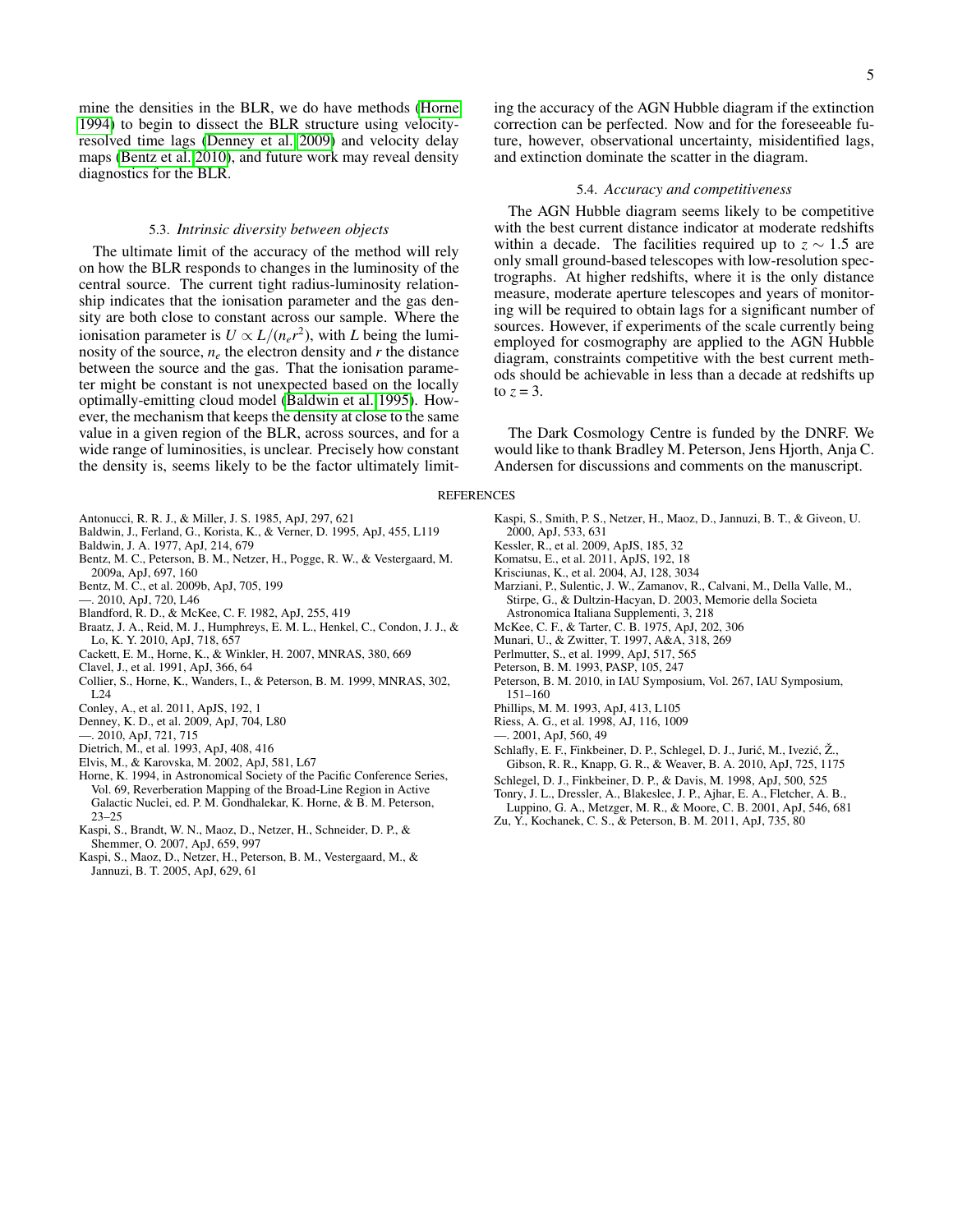mine the densities in the BLR, we do have methods (Horne 1994) to begin to dissect the BLR structure using velocity-resolved time lags (Denney et al. 2009) and velocity delay maps (Bentz et al. 2010), and future work may reveal density diagnostics for the BLR.

### 5.3. *Intrinsic diversity between objects*

The ultimate limit of the accuracy of the method will rely on how the BLR responds to changes in the luminosity of the central source. The current tight radius-luminosity relationship indicates that the ionisation parameter and the gas density are both close to constant across our sample. Where the ionisation parameter is $U \propto L/(n_e r^2)$, with $L$ being the luminosity of the source, $n_e$ the electron density and $r$ the distance between the source and the gas. That the ionisation parameter might be constant is not unexpected based on the locally optimally-emitting cloud model (Baldwin et al. 1995). However, the mechanism that keeps the density at close to the same value in a given region of the BLR, across sources, and for a wide range of luminosities, is unclear. Precisely how constant the density is, seems likely to be the factor ultimately limiting the accuracy of the AGN Hubble diagram if the extinction correction can be perfected. Now and for the foreseeable future, however, observational uncertainty, misidentified lags, and extinction dominate the scatter in the diagram.

### 5.4. *Accuracy and competitiveness*

The AGN Hubble diagram seems likely to be competitive with the best current distance indicator at moderate redshifts within a decade. The facilities required up to $z \sim 1.5$ are only small ground-based telescopes with low-resolution spectrographs. At higher redshifts, where it is the only distance measure, moderate aperture telescopes and years of monitoring will be required to obtain lags for a significant number of sources. However, if experiments of the scale currently being employed for cosmography are applied to the AGN Hubble diagram, constraints competitive with the best current methods should be achievable in less than a decade at redshifts up to $z = 3$.

The Dark Cosmology Centre is funded by the DNRF. We would like to thank Bradley M. Peterson, Jens Hjorth, Anja C. Andersen for discussions and comments on the manuscript.

## REFERENCES

Antonucci, R. R. J., & Miller, J. S. 1985, ApJ, 297, 621
Baldwin, J., Ferland, G., Korista, K., & Verner, D. 1995, ApJ, 455, L119
Baldwin, J. A. 1977, ApJ, 214, 679
Bentz, M. C., Peterson, B. M., Netzer, H., Pogge, R. W., & Vestergaard, M. 2009a, ApJ, 697, 160
Bentz, M. C., et al. 2009b, ApJ, 705, 199
—. 2010, ApJ, 720, L46
Blandford, R. D., & McKee, C. F. 1982, ApJ, 255, 419
Braatz, J. A., Reid, M. J., Humphreys, E. M. L., Henkel, C., Condon, J. J., & Lo, K. Y. 2010, ApJ, 718, 657
Cackett, E. M., Horne, K., & Winkler, H. 2007, MNRAS, 380, 669
Clavel, J., et al. 1991, ApJ, 366, 64
Collier, S., Horne, K., Wanders, I., & Peterson, B. M. 1999, MNRAS, 302, L24
Conley, A., et al. 2011, ApJS, 192, 1
Denney, K. D., et al. 2009, ApJ, 704, L80
—. 2010, ApJ, 721, 715
Dietrich, M., et al. 1993, ApJ, 408, 416
Elvis, M., & Karovska, M. 2002, ApJ, 581, L67
Horne, K. 1994, in Astronomical Society of the Pacific Conference Series, Vol. 69, Reverberation Mapping of the Broad-Line Region in Active Galactic Nuclei, ed. P. M. Gondhalekar, K. Horne, & B. M. Peterson, 23–25
Kaspi, S., Brandt, W. N., Maoz, D., Netzer, H., Schneider, D. P., & Shemmer, O. 2007, ApJ, 659, 997
Kaspi, S., Maoz, D., Netzer, H., Peterson, B. M., Vestergaard, M., & Jannuzi, B. T. 2005, ApJ, 629, 61
Kaspi, S., Smith, P. S., Netzer, H., Maoz, D., Jannuzi, B. T., & Giveon, U. 2000, ApJ, 533, 631
Kessler, R., et al. 2009, ApJS, 185, 32
Komatsu, E., et al. 2011, ApJS, 192, 18
Krisciunas, K., et al. 2004, AJ, 128, 3034
Marziani, P., Sulentic, J. W., Zamanov, R., Calvani, M., Della Valle, M., Stirpe, G., & Dultzin-Hacyan, D. 2003, Memorie della Societa Astronomica Italiana Supplementi, 3, 218
McKee, C. F., & Tarter, C. B. 1975, ApJ, 202, 306
Munari, U., & Zwitter, T. 1997, A&A, 318, 269
Perlmutter, S., et al. 1999, ApJ, 517, 565
Peterson, B. M. 1993, PASP, 105, 247
Peterson, B. M. 2010, in IAU Symposium, Vol. 267, IAU Symposium, 151–160
Phillips, M. M. 1993, ApJ, 413, L105
Riess, A. G., et al. 1998, AJ, 116, 1009
—. 2001, ApJ, 560, 49
Schlafly, E. F., Finkbeiner, D. P., Schlegel, D. J., Jurić, M., Ivezić, Ž., Gibson, R. R., Knapp, G. R., & Weaver, B. A. 2010, ApJ, 725, 1175
Schlegel, D. J., Finkbeiner, D. P., & Davis, M. 1998, ApJ, 500, 525
Tonry, J. L., Dressler, A., Blakeslee, J. P., Ajhar, E. A., Fletcher, A. B., Luppino, G. A., Metzger, M. R., & Moore, C. B. 2001, ApJ, 546, 681
Zu, Y., Kochanek, C. S., & Peterson, B. M. 2011, ApJ, 735, 80